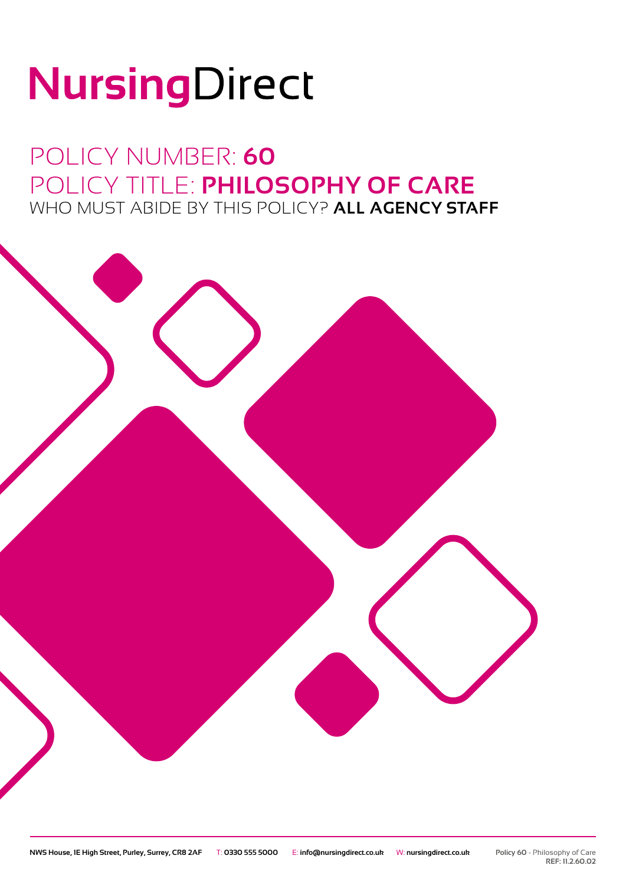# NursingDirect

## POLICY NUMBER: **60**
## POLICY TITLE: **PHILOSOPHY OF CARE**
WHO MUST ABIDE BY THIS POLICY? **ALL AGENCY STAFF**

NWS House, 1E High Street, Purley, Surrey, CR8 2AF T: 0330 555 5000 E: info@nursingdirect.co.uk W: nursingdirect.co.uk

**Policy 60** - Philosophy of Care
**REF: 11.2.60.02**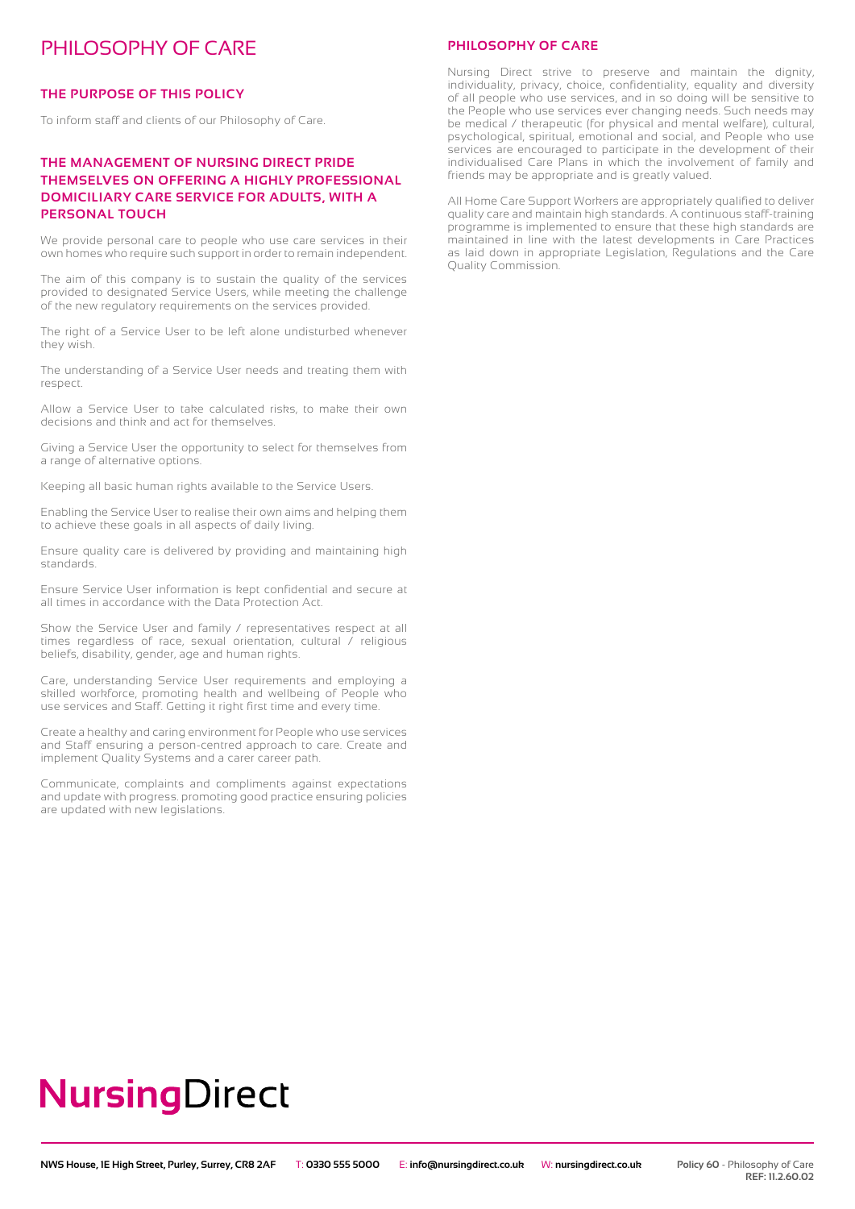# PHILOSOPHY OF CARE

## THE PURPOSE OF THIS POLICY

To inform staff and clients of our Philosophy of Care.

## THE MANAGEMENT OF NURSING DIRECT PRIDE THEMSELVES ON OFFERING A HIGHLY PROFESSIONAL DOMICILIARY CARE SERVICE FOR ADULTS, WITH A PERSONAL TOUCH

We provide personal care to people who use care services in their own homes who require such support in order to remain independent.

The aim of this company is to sustain the quality of the services provided to designated Service Users, while meeting the challenge of the new regulatory requirements on the services provided.

The right of a Service User to be left alone undisturbed whenever they wish.

The understanding of a Service User needs and treating them with respect.

Allow a Service User to take calculated risks, to make their own decisions and think and act for themselves.

Giving a Service User the opportunity to select for themselves from a range of alternative options.

Keeping all basic human rights available to the Service Users.

Enabling the Service User to realise their own aims and helping them to achieve these goals in all aspects of daily living.

Ensure quality care is delivered by providing and maintaining high standards.

Ensure Service User information is kept confidential and secure at all times in accordance with the Data Protection Act.

Show the Service User and family / representatives respect at all times regardless of race, sexual orientation, cultural / religious beliefs, disability, gender, age and human rights.

Care, understanding Service User requirements and employing a skilled workforce, promoting health and wellbeing of People who use services and Staff. Getting it right first time and every time.

Create a healthy and caring environment for People who use services and Staff ensuring a person-centred approach to care. Create and implement Quality Systems and a carer career path.

Communicate, complaints and compliments against expectations and update with progress. promoting good practice ensuring policies are updated with new legislations.

## PHILOSOPHY OF CARE

Nursing Direct strive to preserve and maintain the dignity, individuality, privacy, choice, confidentiality, equality and diversity of all people who use services, and in so doing will be sensitive to the People who use services ever changing needs. Such needs may be medical / therapeutic (for physical and mental welfare), cultural, psychological, spiritual, emotional and social, and People who use services are encouraged to participate in the development of their individualised Care Plans in which the involvement of family and friends may be appropriate and is greatly valued.

All Home Care Support Workers are appropriately qualified to deliver quality care and maintain high standards. A continuous staff-training programme is implemented to ensure that these high standards are maintained in line with the latest developments in Care Practices as laid down in appropriate Legislation, Regulations and the Care Quality Commission.